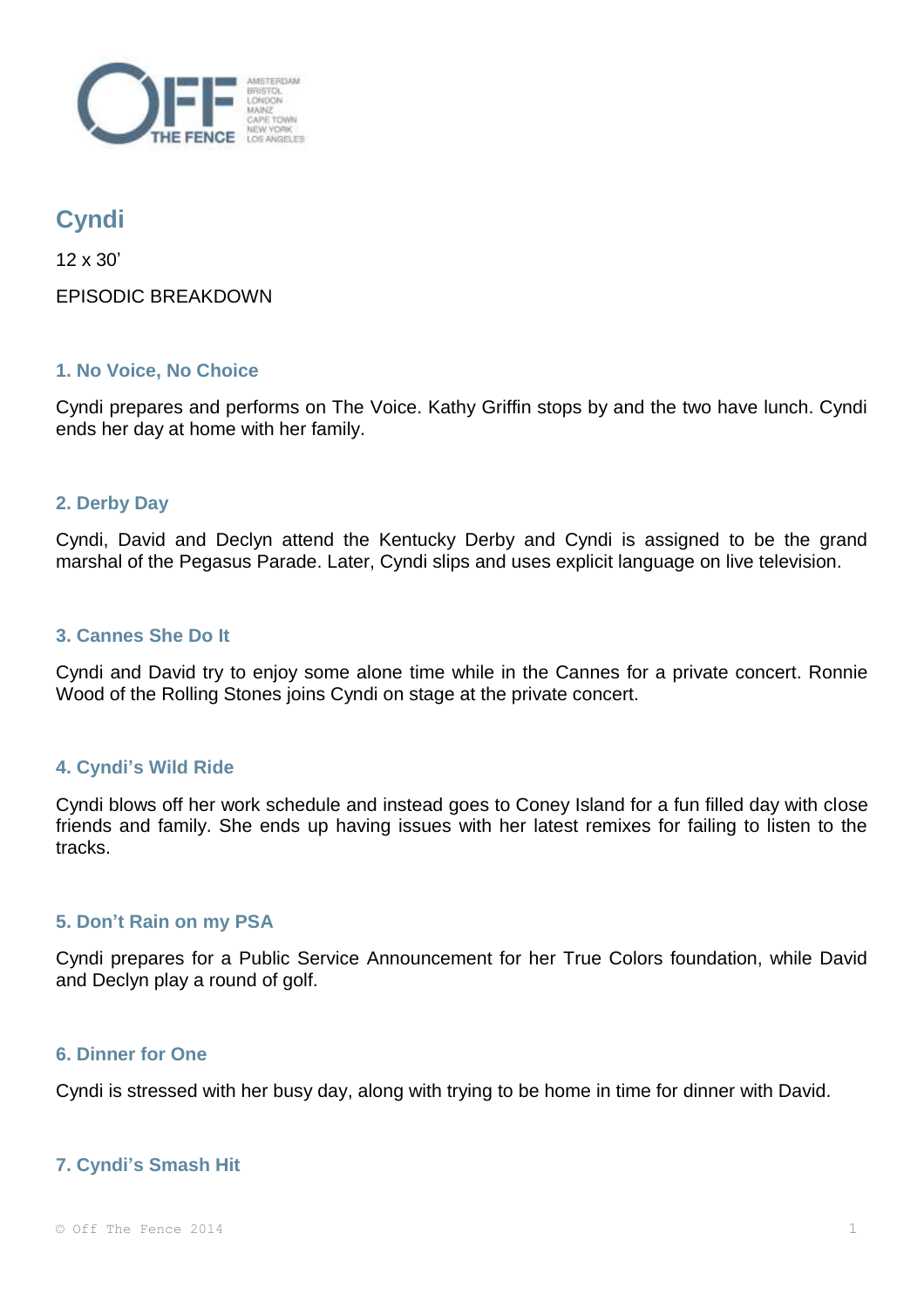# Cyndi

12 x 30'

EPISODIC BREAKDOWN

### 1. No Voice, No Choice

Cyndi prepares and performs on The Voice. Kathy Griffin stops by and the two have lunch. Cyndi ends her day at home with her family.

### 2. Derby Day

Cyndi, David and Declyn attend the Kentucky Derby and Cyndi is assigned to be the grand marshal of the Pegasus Parade. Later, Cyndi slips and uses explicit language on live television.

### 3. Cannes She Do It

Cyndi and David try to enjoy some alone time while in the Cannes for a private concert. Ronnie Wood of the Rolling Stones joins Cyndi on stage at the private concert.

### 4. Cyndi's Wild Ride

Cyndi blows off her work schedule and instead goes to Coney Island for a fun filled day with close friends and family. She ends up having issues with her latest remixes for failing to listen to the tracks.

### 5. Don't Rain on my PSA

Cyndi prepares for a Public Service Announcement for her True Colors foundation, while David and Declyn play a round of golf.

### 6. Dinner for One

Cyndi is stressed with her busy day, along with trying to be home in time for dinner with David.

### 7. Cyndi's Smash Hit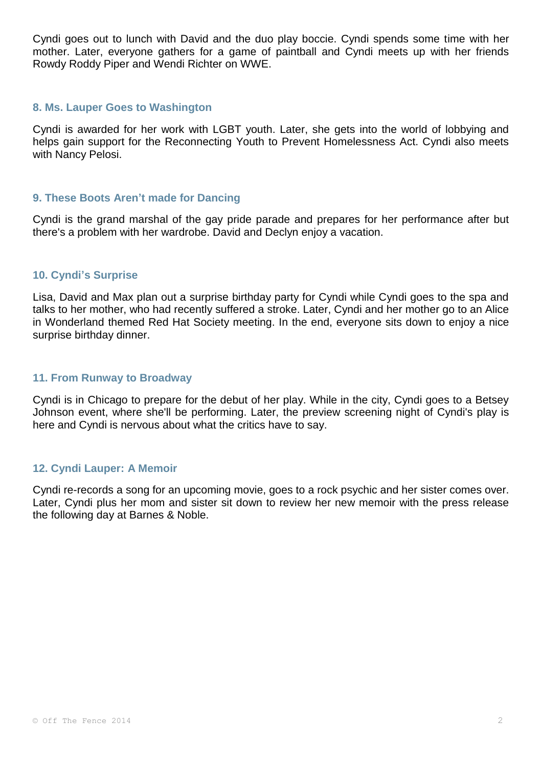Cyndi goes out to lunch with David and the duo play boccie. Cyndi spends some time with her mother. Later, everyone gathers for a game of paintball and Cyndi meets up with her friends Rowdy Roddy Piper and Wendi Richter on WWE.

### 8. Ms. Lauper Goes to Washington

Cyndi is awarded for her work with LGBT youth. Later, she gets into the world of lobbying and helps gain support for the Reconnecting Youth to Prevent Homelessness Act. Cyndi also meets with Nancy Pelosi.

### 9. These Boots Aren't made for Dancing

Cyndi is the grand marshal of the gay pride parade and prepares for her performance after but there's a problem with her wardrobe. David and Declyn enjoy a vacation.

### 10. Cyndi's Surprise

Lisa, David and Max plan out a surprise birthday party for Cyndi while Cyndi goes to the spa and talks to her mother, who had recently suffered a stroke. Later, Cyndi and her mother go to an Alice in Wonderland themed Red Hat Society meeting. In the end, everyone sits down to enjoy a nice surprise birthday dinner.

### 11. From Runway to Broadway

Cyndi is in Chicago to prepare for the debut of her play. While in the city, Cyndi goes to a Betsey Johnson event, where she'll be performing. Later, the preview screening night of Cyndi's play is here and Cyndi is nervous about what the critics have to say.

### 12. Cyndi Lauper: A Memoir

Cyndi re-records a song for an upcoming movie, goes to a rock psychic and her sister comes over. Later, Cyndi plus her mom and sister sit down to review her new memoir with the press release the following day at Barnes & Noble.